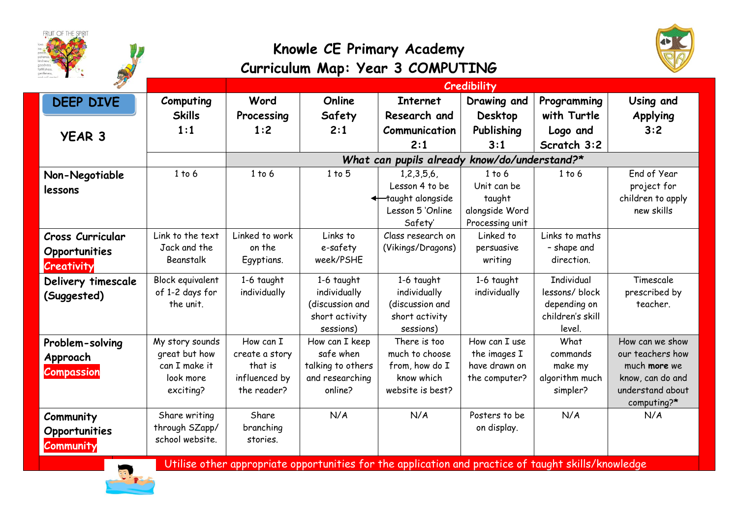# Knowle CE Primary Academy
## Curriculum Map: Year 3 COMPUTING

| DEEP DIVE YEAR 3 | Computing Skills 1:1 | Word Processing 1:2 | Online Safety 2:1 | Internet Research and Communication 2:1 | Drawing and Desktop Publishing 3:1 | Programming with Turtle Logo and Scratch 3:2 | Using and Applying 3:2 |
|---|---|---|---|---|---|---|---|
| | | *What can pupils already know/do/understand?** | | | | | |
| **Non-Negotiable lessons** | 1 to 6 | 1 to 6 | 1 to 5 | 1,2,3,5,6, Lesson 4 to be taught alongside Lesson 5 'Online Safety' | 1 to 6 Unit can be taught alongside Word Processing unit | 1 to 6 | End of Year project for children to apply new skills |
| **Cross Curricular Opportunities Creativity** | Link to the text Jack and the Beanstalk | Linked to work on the Egyptians. | Links to e-safety week/PSHE | Class research on (Vikings/Dragons) | Linked to persuasive writing | Links to maths – shape and direction. | |
| **Delivery timescale (Suggested)** | Block equivalent of 1-2 days for the unit. | 1-6 taught individually | 1-6 taught individually (discussion and short activity sessions) | 1-6 taught individually (discussion and short activity sessions) | 1-6 taught individually | Individual lessons/ block depending on children's skill level. | Timescale prescribed by teacher. |
| **Problem-solving Approach Compassion** | My story sounds great but how can I make it look more exciting? | How can I create a story that is influenced by the reader? | How can I keep safe when talking to others and researching online? | There is too much to choose from, how do I know which website is best? | How can I use the images I have drawn on the computer? | What commands make my algorithm much simpler? | How can we show our teachers how much **more** we know, can do and understand about computing?* |
| **Community Opportunities Community** | Share writing through SZapp/ school website. | Share branching stories. | N/A | N/A | Posters to be on display. | N/A | N/A |

Utilise other appropriate opportunities for the application and practice of taught skills/knowledge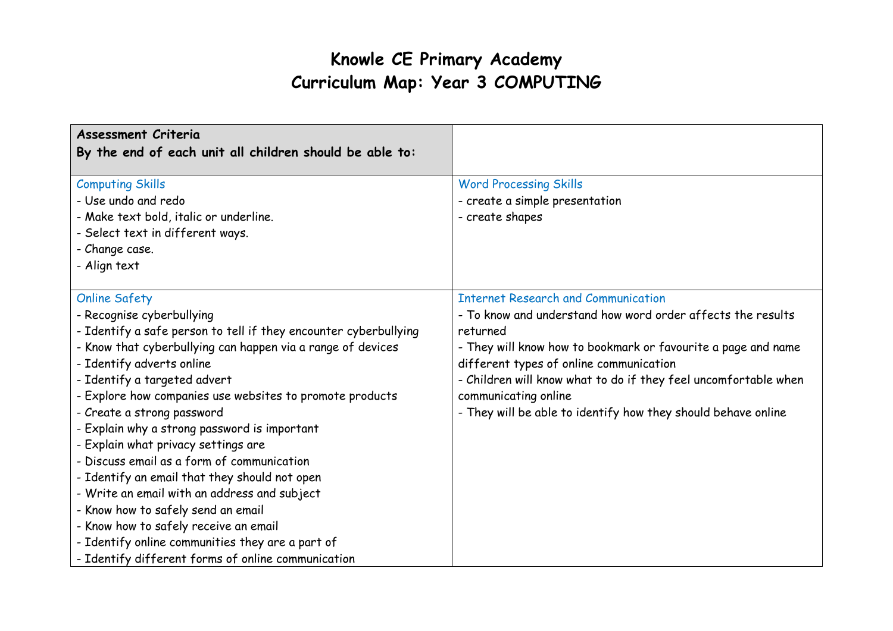# Knowle CE Primary Academy
# Curriculum Map: Year 3 COMPUTING

| **Assessment Criteria**<br>**By the end of each unit all children should be able to:** | |
|---|---|
| Computing Skills<br>- Use undo and redo<br>- Make text bold, italic or underline.<br>- Select text in different ways.<br>- Change case.<br>- Align text | Word Processing Skills<br>- create a simple presentation<br>- create shapes |
| Online Safety<br>- Recognise cyberbullying<br>- Identify a safe person to tell if they encounter cyberbullying<br>- Know that cyberbullying can happen via a range of devices<br>- Identify adverts online<br>- Identify a targeted advert<br>- Explore how companies use websites to promote products<br>- Create a strong password<br>- Explain why a strong password is important<br>- Explain what privacy settings are<br>- Discuss email as a form of communication<br>- Identify an email that they should not open<br>- Write an email with an address and subject<br>- Know how to safely send an email<br>- Know how to safely receive an email<br>- Identify online communities they are a part of<br>- Identify different forms of online communication | Internet Research and Communication<br>- To know and understand how word order affects the results returned<br>- They will know how to bookmark or favourite a page and name different types of online communication<br>- Children will know what to do if they feel uncomfortable when communicating online<br>- They will be able to identify how they should behave online |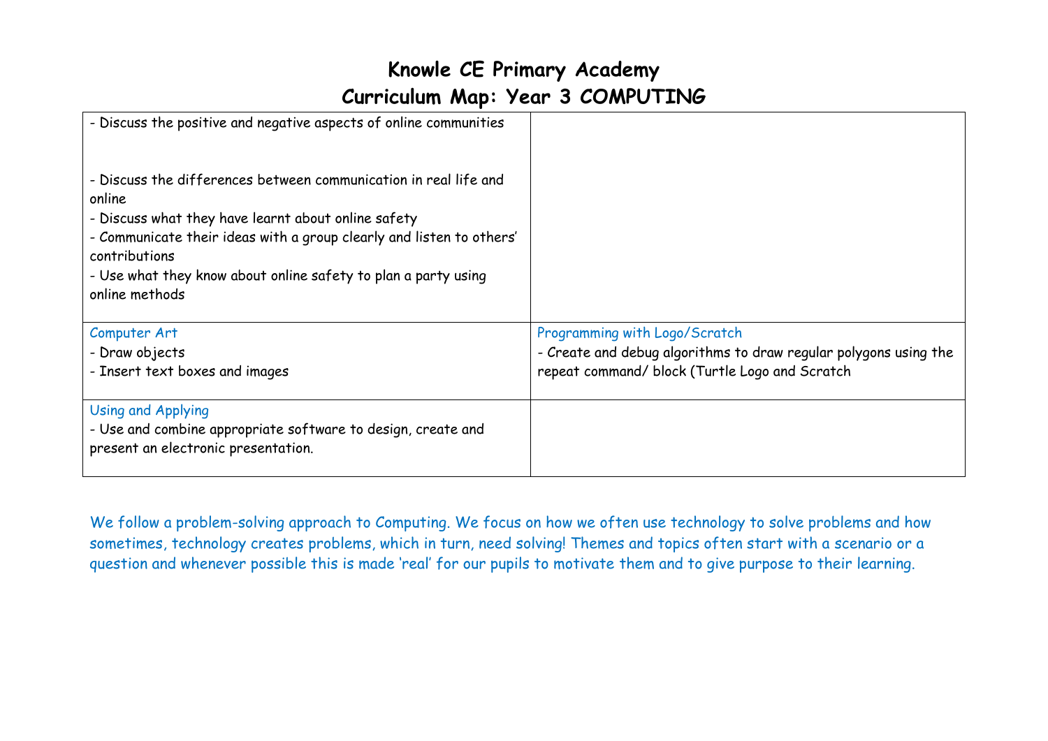# Knowle CE Primary Academy
## Curriculum Map: Year 3 COMPUTING

| | |
|---|---|
| - Discuss the positive and negative aspects of online communities<br><br>- Discuss the differences between communication in real life and online<br>- Discuss what they have learnt about online safety<br>- Communicate their ideas with a group clearly and listen to others' contributions<br>- Use what they know about online safety to plan a party using online methods | |
| Computer Art<br>- Draw objects<br>- Insert text boxes and images | Programming with Logo/Scratch<br>- Create and debug algorithms to draw regular polygons using the repeat command/ block (Turtle Logo and Scratch |
| Using and Applying<br>- Use and combine appropriate software to design, create and present an electronic presentation. | |

We follow a problem-solving approach to Computing. We focus on how we often use technology to solve problems and how sometimes, technology creates problems, which in turn, need solving! Themes and topics often start with a scenario or a question and whenever possible this is made 'real' for our pupils to motivate them and to give purpose to their learning.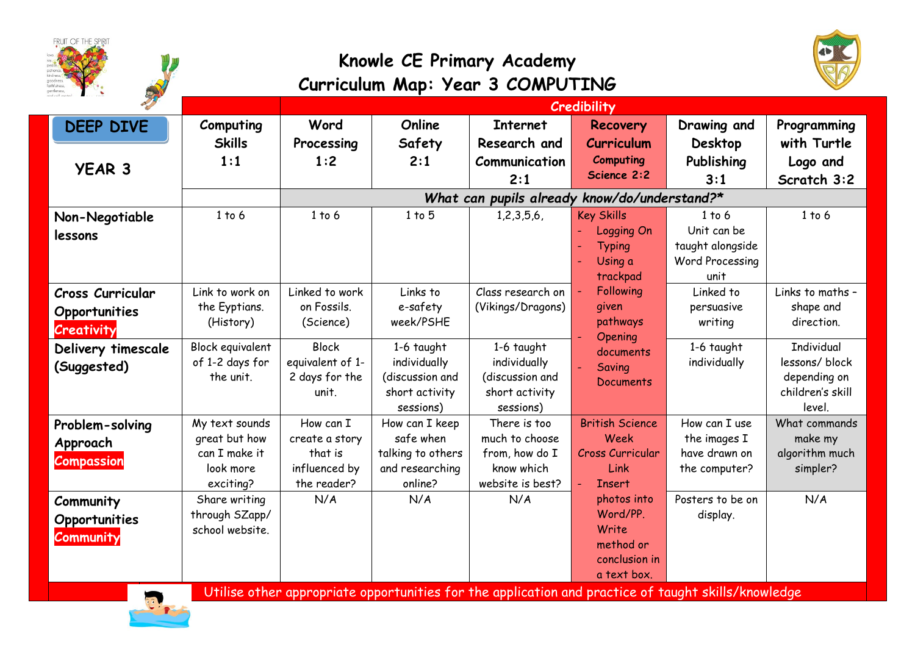# Knowle CE Primary Academy
## Curriculum Map: Year 3 COMPUTING

| DEEP DIVE YEAR 3 | Computing Skills 1:1 | Word Processing 1:2 | Online Safety 2:1 | Internet Research and Communication 2:1 | Recovery Curriculum Computing Science 2:2 | Drawing and Desktop Publishing 3:1 | Programming with Turtle Logo and Scratch 3:2 |
|---|---|---|---|---|---|---|---|
| | | *What can pupils already know/do/understand?** | | | | | |
| **Non-Negotiable lessons** | 1 to 6 | 1 to 6 | 1 to 5 | 1,2,3,5,6, | Key Skills<br>- Logging On<br>- Typing<br>- Using a trackpad<br>- Following given pathways<br>- Opening documents<br>- Saving Documents | 1 to 6<br>Unit can be taught alongside Word Processing unit | 1 to 6 |
| **Cross Curricular Opportunities** Creativity | Link to work on the Eyptians. (History) | Linked to work on Fossils. (Science) | Links to e-safety week/PSHE | Class research on (Vikings/Dragons) | | Linked to persuasive writing | Links to maths – shape and direction. |
| **Delivery timescale (Suggested)** | Block equivalent of 1-2 days for the unit. | Block equivalent of 1-2 days for the unit. | 1-6 taught individually (discussion and short activity sessions) | 1-6 taught individually (discussion and short activity sessions) | | 1-6 taught individually | Individual lessons/ block depending on children's skill level. |
| **Problem-solving Approach** Compassion | My text sounds great but how can I make it look more exciting? | How can I create a story that is influenced by the reader? | How can I keep safe when talking to others and researching online? | There is too much to choose from, how do I know which website is best? | British Science Week<br>Cross Curricular Link<br>- Insert photos into Word/PP. Write method or conclusion in a text box. | How can I use the images I have drawn on the computer? | What commands make my algorithm much simpler? |
| **Community Opportunities** Community | Share writing through SZapp/ school website. | N/A | N/A | N/A | | Posters to be on display. | N/A |

Utilise other appropriate opportunities for the application and practice of taught skills/knowledge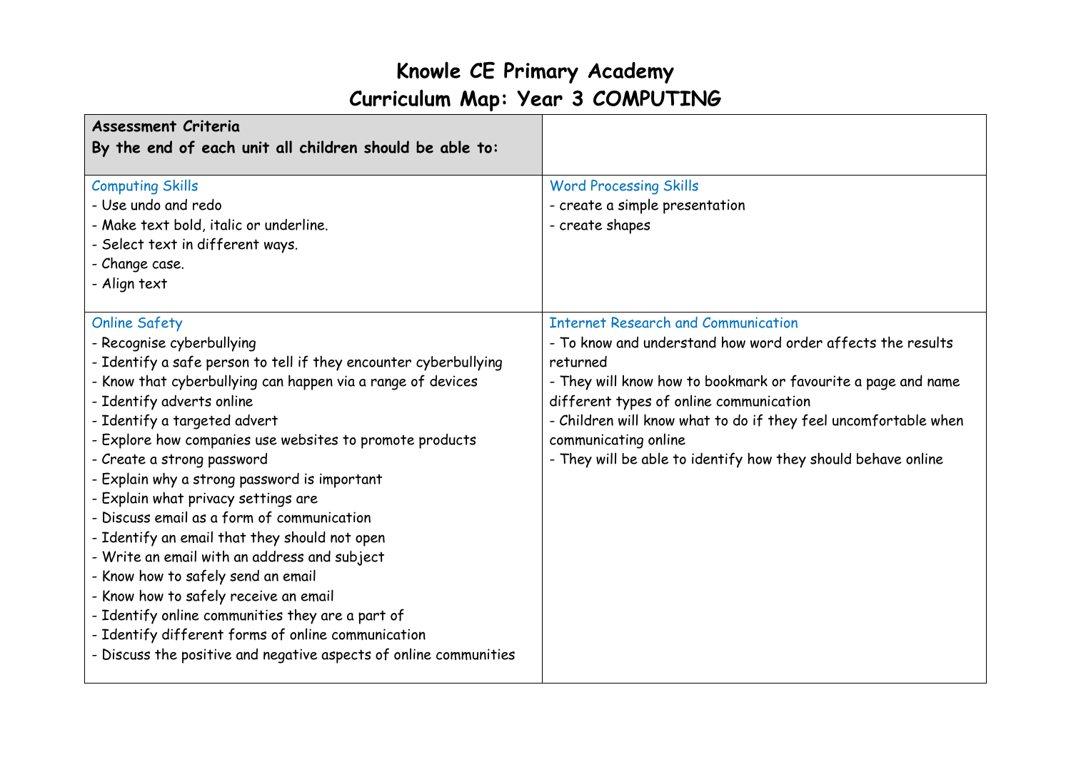# Knowle CE Primary Academy
# Curriculum Map: Year 3 COMPUTING

| **Assessment Criteria**<br>**By the end of each unit all children should be able to:** | |
|---|---|
| Computing Skills<br>- Use undo and redo<br>- Make text bold, italic or underline.<br>- Select text in different ways.<br>- Change case.<br>- Align text | Word Processing Skills<br>- create a simple presentation<br>- create shapes |
| Online Safety<br>- Recognise cyberbullying<br>- Identify a safe person to tell if they encounter cyberbullying<br>- Know that cyberbullying can happen via a range of devices<br>- Identify adverts online<br>- Identify a targeted advert<br>- Explore how companies use websites to promote products<br>- Create a strong password<br>- Explain why a strong password is important<br>- Explain what privacy settings are<br>- Discuss email as a form of communication<br>- Identify an email that they should not open<br>- Write an email with an address and subject<br>- Know how to safely send an email<br>- Know how to safely receive an email<br>- Identify online communities they are a part of<br>- Identify different forms of online communication<br>- Discuss the positive and negative aspects of online communities | Internet Research and Communication<br>- To know and understand how word order affects the results returned<br>- They will know how to bookmark or favourite a page and name different types of online communication<br>- Children will know what to do if they feel uncomfortable when communicating online<br>- They will be able to identify how they should behave online |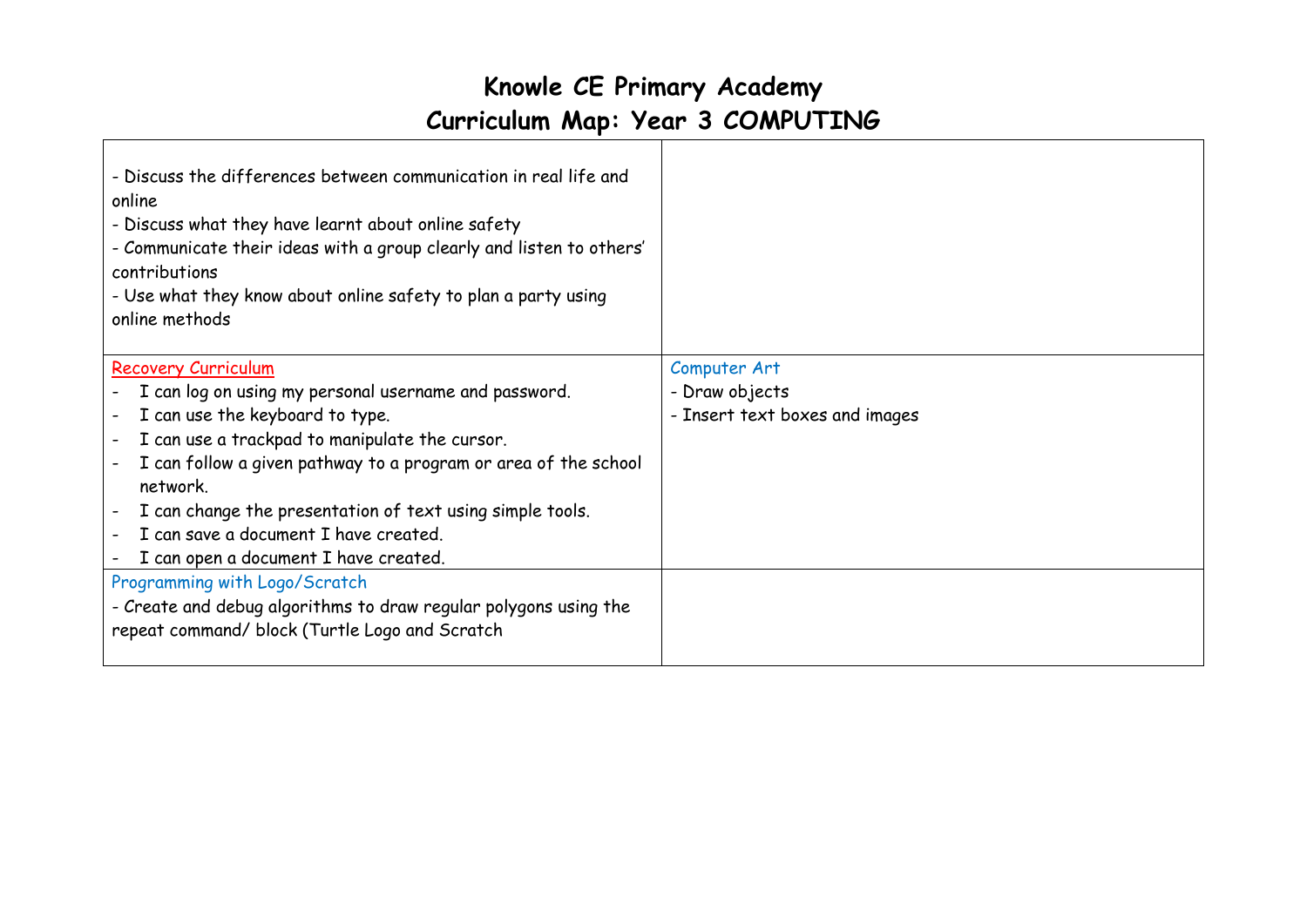# Knowle CE Primary Academy
# Curriculum Map: Year 3 COMPUTING

| | |
|---|---|
| - Discuss the differences between communication in real life and online<br>- Discuss what they have learnt about online safety<br>- Communicate their ideas with a group clearly and listen to others' contributions<br>- Use what they know about online safety to plan a party using online methods | |
| Recovery Curriculum<br>- I can log on using my personal username and password.<br>- I can use the keyboard to type.<br>- I can use a trackpad to manipulate the cursor.<br>- I can follow a given pathway to a program or area of the school network.<br>- I can change the presentation of text using simple tools.<br>- I can save a document I have created.<br>- I can open a document I have created. | Computer Art<br>- Draw objects<br>- Insert text boxes and images |
| Programming with Logo/Scratch<br>- Create and debug algorithms to draw regular polygons using the repeat command/ block (Turtle Logo and Scratch | |